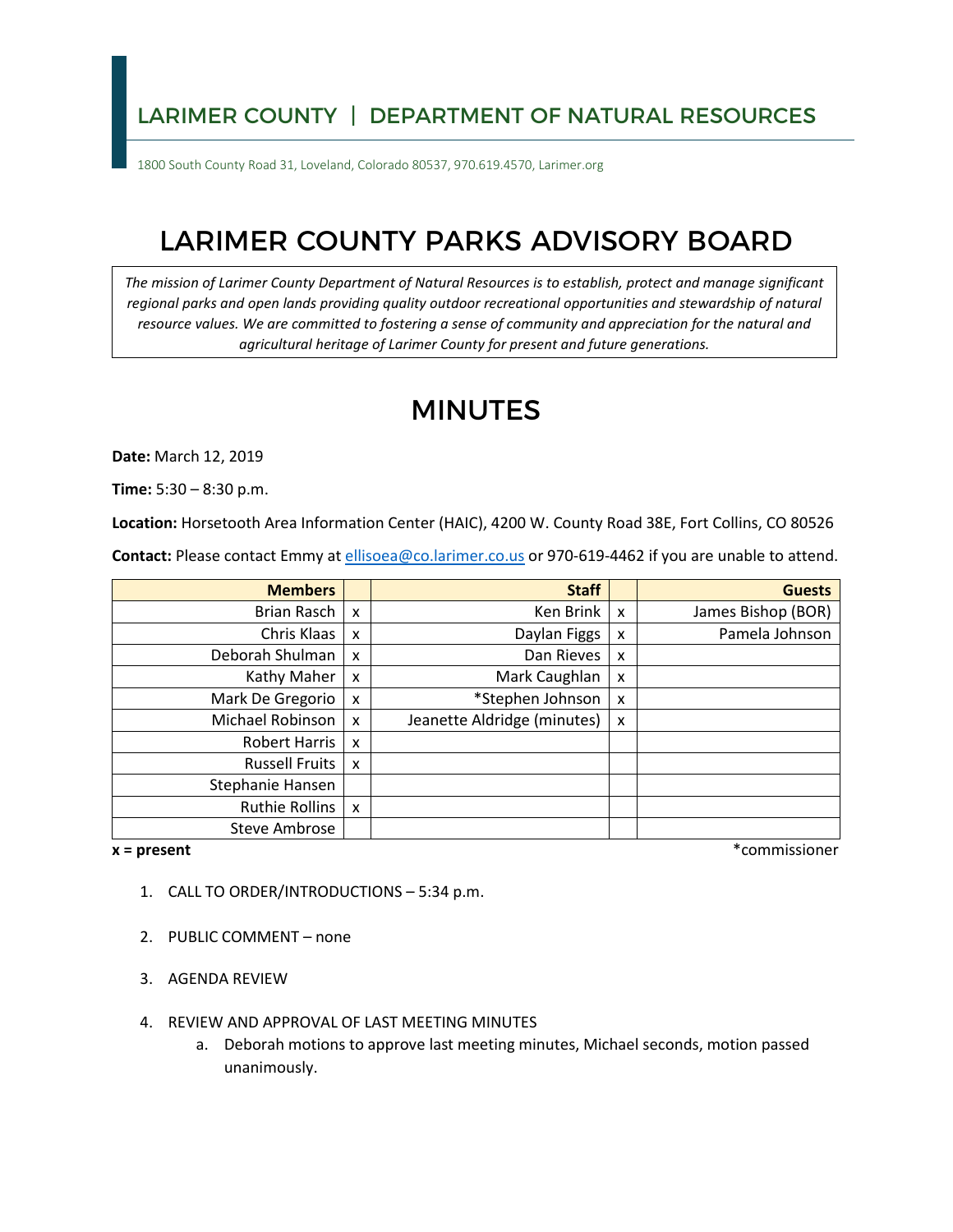## LARIMER COUNTY | DEPARTMENT OF NATURAL RESOURCES

1800 South County Road 31, Loveland, Colorado 80537, 970.619.4570, Larimer.org

# LARIMER COUNTY PARKS ADVISORY BOARD

*The mission of Larimer County Department of Natural Resources is to establish, protect and manage significant regional parks and open lands providing quality outdoor recreational opportunities and stewardship of natural resource values. We are committed to fostering a sense of community and appreciation for the natural and agricultural heritage of Larimer County for present and future generations.*

# MINUTES

**Date:** March 12, 2019

**Time:** 5:30 – 8:30 p.m.

**Location:** Horsetooth Area Information Center (HAIC), 4200 W. County Road 38E, Fort Collins, CO 80526

**Contact:** Please contact Emmy at ellisoea@co.larimer.co.us or 970-619-4462 if you are unable to attend.

| Members | | Staff | | Guests |
|---|---|---|---|---|
| Brian Rasch | x | Ken Brink | x | James Bishop (BOR) |
| Chris Klaas | x | Daylan Figgs | x | Pamela Johnson |
| Deborah Shulman | x | Dan Rieves | x | |
| Kathy Maher | x | Mark Caughlan | x | |
| Mark De Gregorio | x | *Stephen Johnson | x | |
| Michael Robinson | x | Jeanette Aldridge (minutes) | x | |
| Robert Harris | x | | | |
| Russell Fruits | x | | | |
| Stephanie Hansen | | | | |
| Ruthie Rollins | x | | | |
| Steve Ambrose | | | | |

**x = present** *commissioner

1. CALL TO ORDER/INTRODUCTIONS – 5:34 p.m.
2. PUBLIC COMMENT – none
3. AGENDA REVIEW
4. REVIEW AND APPROVAL OF LAST MEETING MINUTES
   a. Deborah motions to approve last meeting minutes, Michael seconds, motion passed unanimously.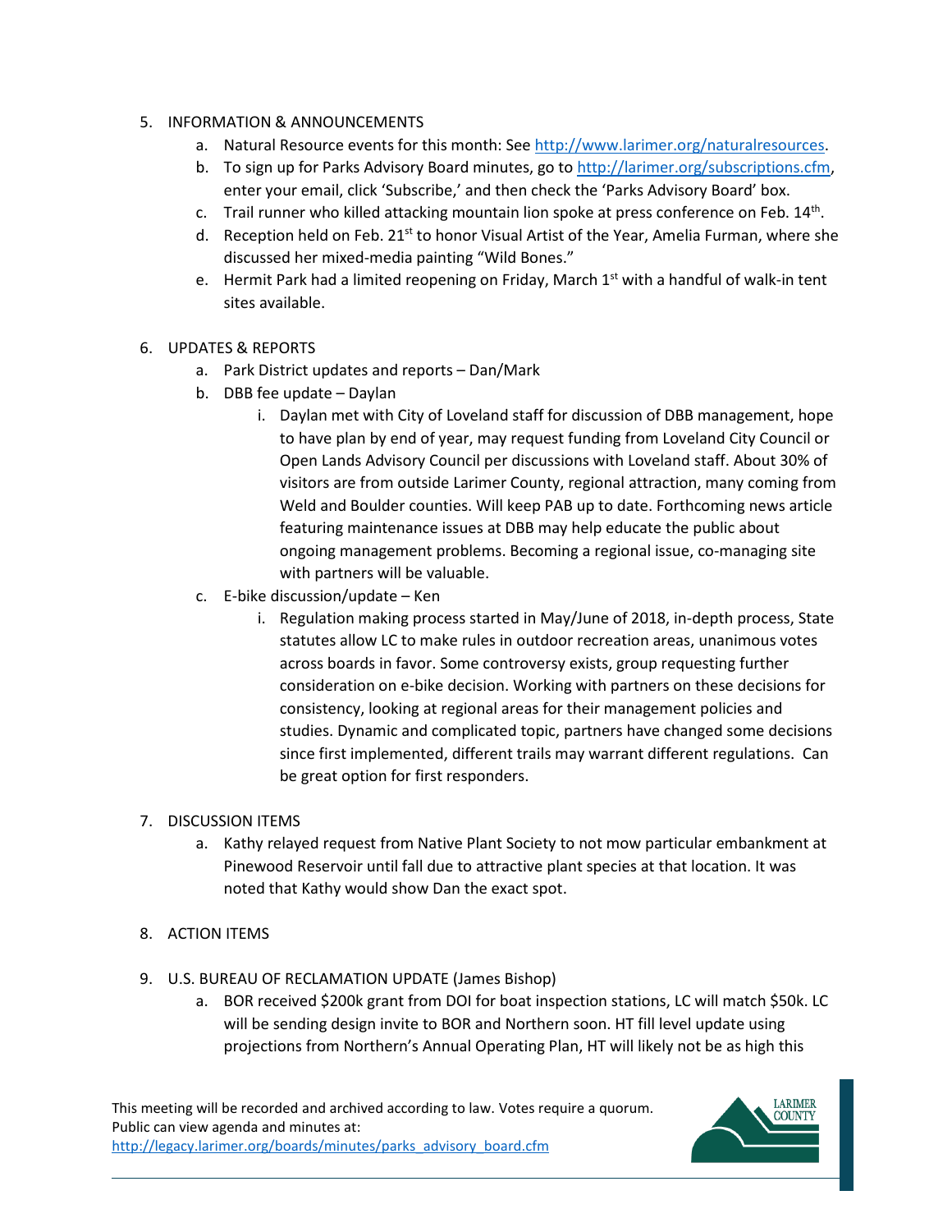5. INFORMATION & ANNOUNCEMENTS
    a. Natural Resource events for this month: See http://www.larimer.org/naturalresources.
    b. To sign up for Parks Advisory Board minutes, go to http://larimer.org/subscriptions.cfm, enter your email, click 'Subscribe,' and then check the 'Parks Advisory Board' box.
    c. Trail runner who killed attacking mountain lion spoke at press conference on Feb. 14th.
    d. Reception held on Feb. 21st to honor Visual Artist of the Year, Amelia Furman, where she discussed her mixed-media painting "Wild Bones."
    e. Hermit Park had a limited reopening on Friday, March 1st with a handful of walk-in tent sites available.

6. UPDATES & REPORTS
    a. Park District updates and reports – Dan/Mark
    b. DBB fee update – Daylan
        i. Daylan met with City of Loveland staff for discussion of DBB management, hope to have plan by end of year, may request funding from Loveland City Council or Open Lands Advisory Council per discussions with Loveland staff. About 30% of visitors are from outside Larimer County, regional attraction, many coming from Weld and Boulder counties. Will keep PAB up to date. Forthcoming news article featuring maintenance issues at DBB may help educate the public about ongoing management problems. Becoming a regional issue, co-managing site with partners will be valuable.
    c. E-bike discussion/update – Ken
        i. Regulation making process started in May/June of 2018, in-depth process, State statutes allow LC to make rules in outdoor recreation areas, unanimous votes across boards in favor. Some controversy exists, group requesting further consideration on e-bike decision. Working with partners on these decisions for consistency, looking at regional areas for their management policies and studies. Dynamic and complicated topic, partners have changed some decisions since first implemented, different trails may warrant different regulations. Can be great option for first responders.

7. DISCUSSION ITEMS
    a. Kathy relayed request from Native Plant Society to not mow particular embankment at Pinewood Reservoir until fall due to attractive plant species at that location. It was noted that Kathy would show Dan the exact spot.

8. ACTION ITEMS

9. U.S. BUREAU OF RECLAMATION UPDATE (James Bishop)
    a. BOR received $200k grant from DOI for boat inspection stations, LC will match $50k. LC will be sending design invite to BOR and Northern soon. HT fill level update using projections from Northern's Annual Operating Plan, HT will likely not be as high this

This meeting will be recorded and archived according to law. Votes require a quorum.
Public can view agenda and minutes at:
http://legacy.larimer.org/boards/minutes/parks_advisory_board.cfm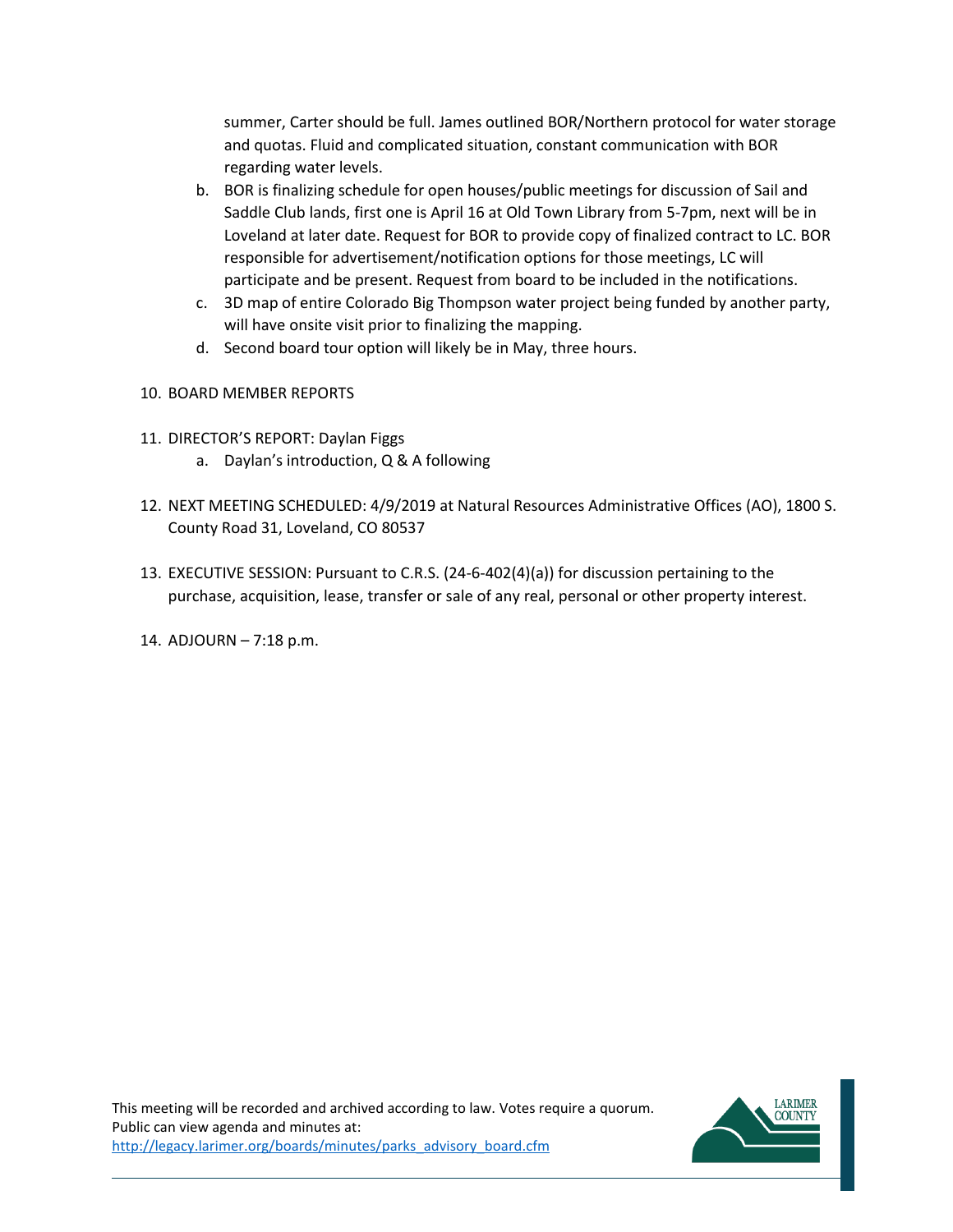summer, Carter should be full. James outlined BOR/Northern protocol for water storage and quotas. Fluid and complicated situation, constant communication with BOR regarding water levels.

   b. BOR is finalizing schedule for open houses/public meetings for discussion of Sail and Saddle Club lands, first one is April 16 at Old Town Library from 5-7pm, next will be in Loveland at later date. Request for BOR to provide copy of finalized contract to LC. BOR responsible for advertisement/notification options for those meetings, LC will participate and be present. Request from board to be included in the notifications.
   c. 3D map of entire Colorado Big Thompson water project being funded by another party, will have onsite visit prior to finalizing the mapping.
   d. Second board tour option will likely be in May, three hours.

10. BOARD MEMBER REPORTS

11. DIRECTOR'S REPORT: Daylan Figgs
    a. Daylan's introduction, Q & A following

12. NEXT MEETING SCHEDULED: 4/9/2019 at Natural Resources Administrative Offices (AO), 1800 S. County Road 31, Loveland, CO 80537

13. EXECUTIVE SESSION: Pursuant to C.R.S. (24-6-402(4)(a)) for discussion pertaining to the purchase, acquisition, lease, transfer or sale of any real, personal or other property interest.

14. ADJOURN – 7:18 p.m.

This meeting will be recorded and archived according to law. Votes require a quorum. Public can view agenda and minutes at: [http://legacy.larimer.org/boards/minutes/parks_advisory_board.cfm](http://legacy.larimer.org/boards/minutes/parks_advisory_board.cfm)

LARIMER COUNTY